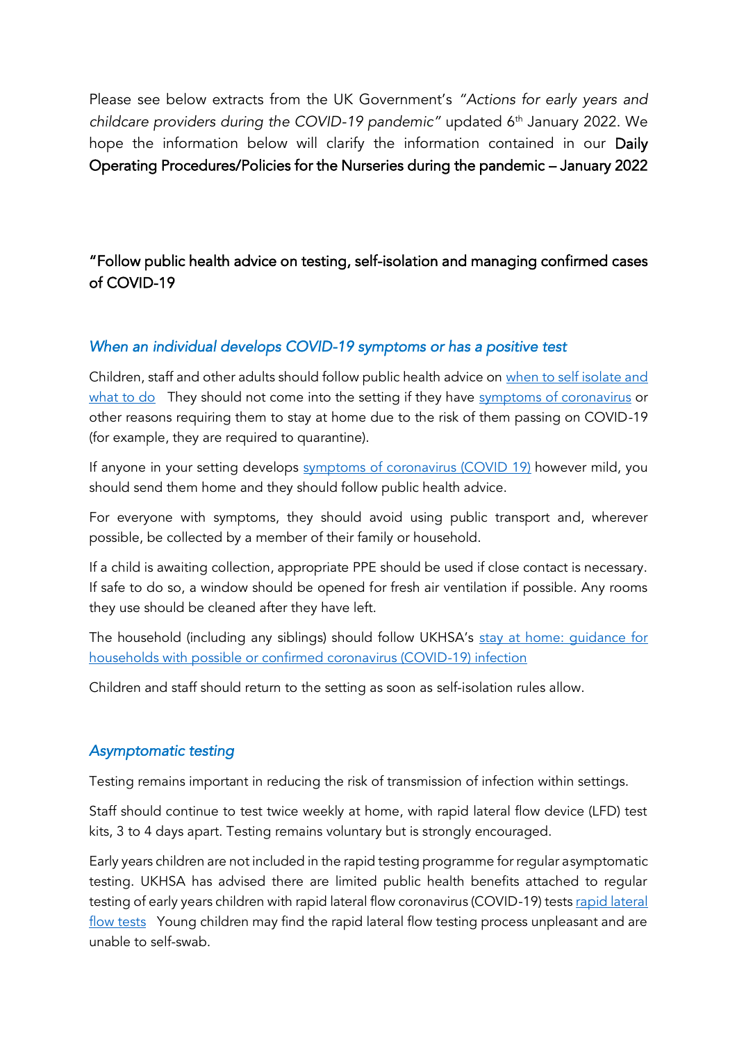Please see below extracts from the UK Government's *"Actions for early years and childcare providers during the COVID-19 pandemic"* updated 6th January 2022. We hope the information below will clarify the information contained in our **Daily Operating Procedures/Policies for the Nurseries during the pandemic – January 2022**

## "Follow public health advice on testing, self-isolation and managing confirmed cases of COVID-19

### *When an individual develops COVID-19 symptoms or has a positive test*

Children, staff and other adults should follow public health advice on [when to self isolate and what to do](). They should not come into the setting if they have [symptoms of coronavirus]() or other reasons requiring them to stay at home due to the risk of them passing on COVID-19 (for example, they are required to quarantine).

If anyone in your setting develops [symptoms of coronavirus (COVID 19)]() however mild, you should send them home and they should follow public health advice.

For everyone with symptoms, they should avoid using public transport and, wherever possible, be collected by a member of their family or household.

If a child is awaiting collection, appropriate PPE should be used if close contact is necessary. If safe to do so, a window should be opened for fresh air ventilation if possible. Any rooms they use should be cleaned after they have left.

The household (including any siblings) should follow UKHSA's [stay at home: guidance for households with possible or confirmed coronavirus (COVID-19) infection]()

Children and staff should return to the setting as soon as self-isolation rules allow.

### *Asymptomatic testing*

Testing remains important in reducing the risk of transmission of infection within settings.

Staff should continue to test twice weekly at home, with rapid lateral flow device (LFD) test kits, 3 to 4 days apart. Testing remains voluntary but is strongly encouraged.

Early years children are not included in the rapid testing programme for regular asymptomatic testing. UKHSA has advised there are limited public health benefits attached to regular testing of early years children with rapid lateral flow coronavirus (COVID-19) tests [rapid lateral flow tests]() Young children may find the rapid lateral flow testing process unpleasant and are unable to self-swab.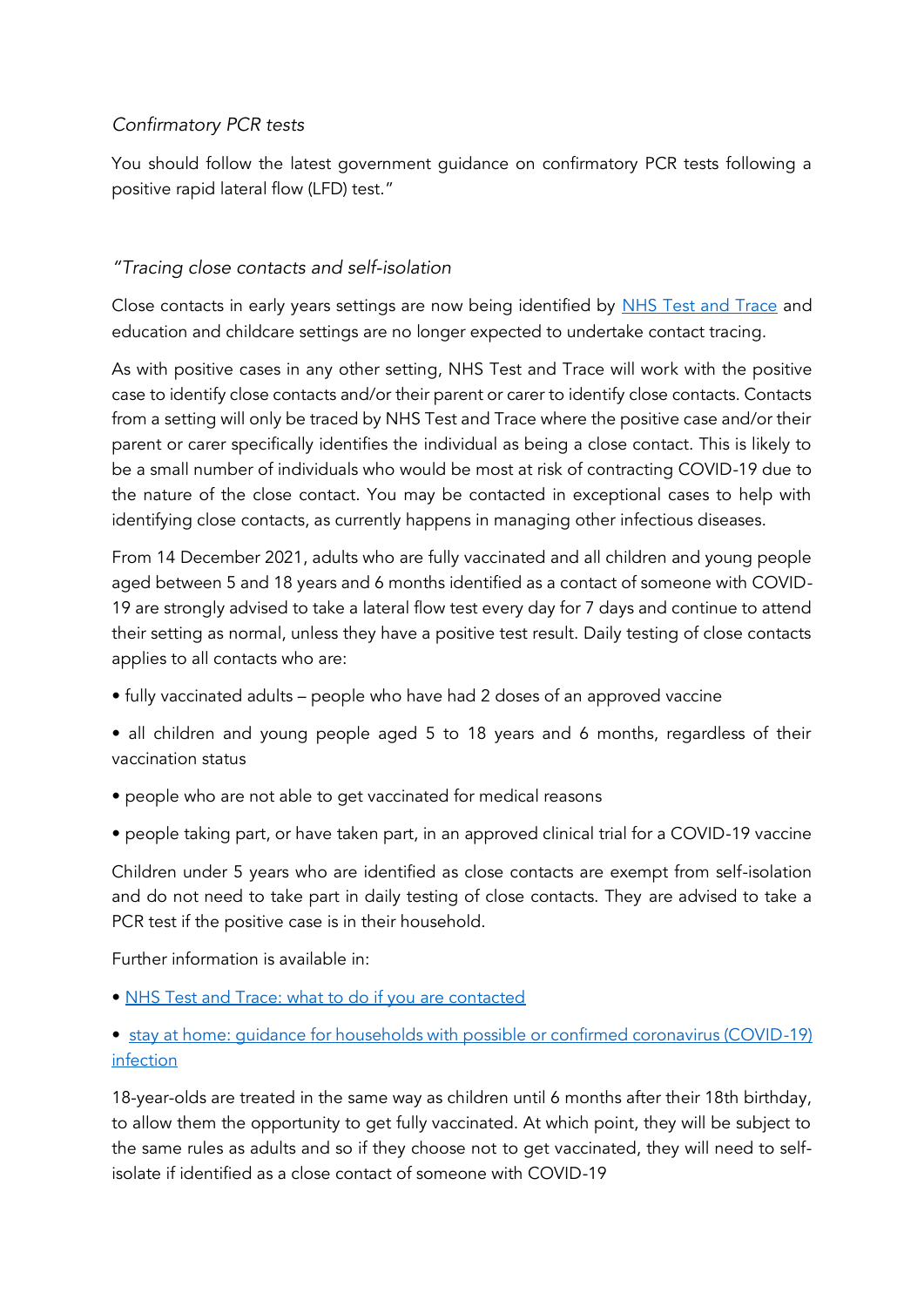*Confirmatory PCR tests*

You should follow the latest government guidance on confirmatory PCR tests following a positive rapid lateral flow (LFD) test."

*"Tracing close contacts and self-isolation*

Close contacts in early years settings are now being identified by [NHS Test and Trace] and education and childcare settings are no longer expected to undertake contact tracing.

As with positive cases in any other setting, NHS Test and Trace will work with the positive case to identify close contacts and/or their parent or carer to identify close contacts. Contacts from a setting will only be traced by NHS Test and Trace where the positive case and/or their parent or carer specifically identifies the individual as being a close contact. This is likely to be a small number of individuals who would be most at risk of contracting COVID-19 due to the nature of the close contact. You may be contacted in exceptional cases to help with identifying close contacts, as currently happens in managing other infectious diseases.

From 14 December 2021, adults who are fully vaccinated and all children and young people aged between 5 and 18 years and 6 months identified as a contact of someone with COVID-19 are strongly advised to take a lateral flow test every day for 7 days and continue to attend their setting as normal, unless they have a positive test result. Daily testing of close contacts applies to all contacts who are:

- fully vaccinated adults – people who have had 2 doses of an approved vaccine
- all children and young people aged 5 to 18 years and 6 months, regardless of their vaccination status
- people who are not able to get vaccinated for medical reasons
- people taking part, or have taken part, in an approved clinical trial for a COVID-19 vaccine

Children under 5 years who are identified as close contacts are exempt from self-isolation and do not need to take part in daily testing of close contacts. They are advised to take a PCR test if the positive case is in their household.

Further information is available in:

- [NHS Test and Trace: what to do if you are contacted]
- [stay at home: guidance for households with possible or confirmed coronavirus (COVID-19) infection]

18-year-olds are treated in the same way as children until 6 months after their 18th birthday, to allow them the opportunity to get fully vaccinated. At which point, they will be subject to the same rules as adults and so if they choose not to get vaccinated, they will need to self-isolate if identified as a close contact of someone with COVID-19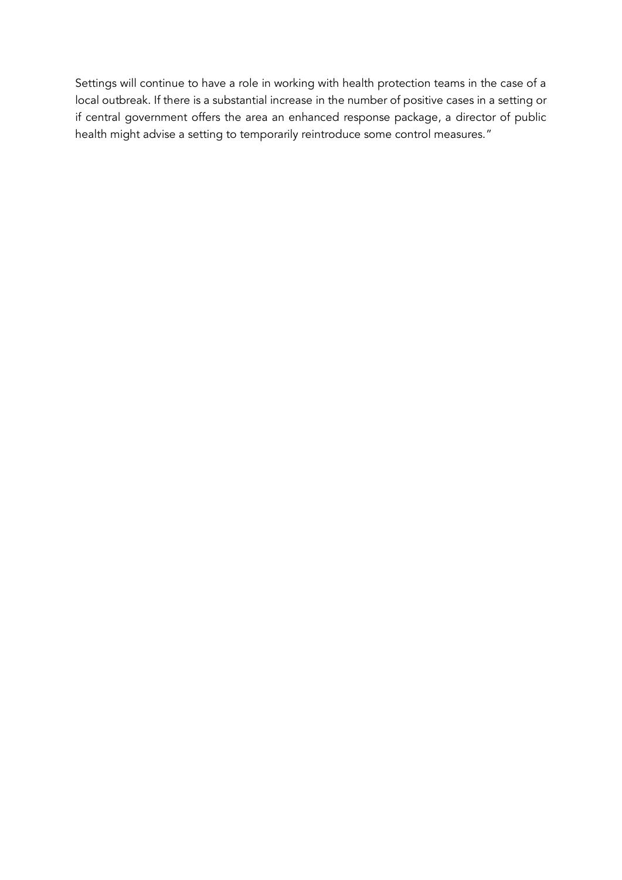Settings will continue to have a role in working with health protection teams in the case of a local outbreak. If there is a substantial increase in the number of positive cases in a setting or if central government offers the area an enhanced response package, a director of public health might advise a setting to temporarily reintroduce some control measures."